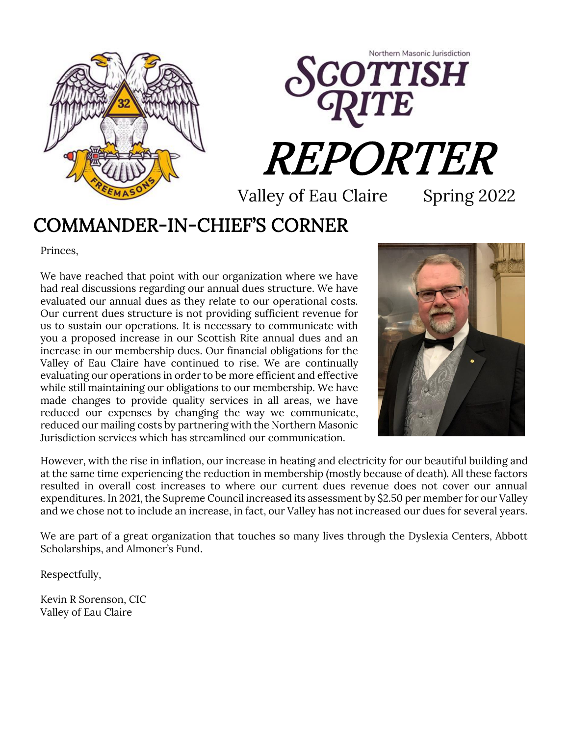Northern Masonic Jurisdiction

# SCOTTISH RITE

# REPORTER

Valley of Eau Claire Spring 2022

## COMMANDER-IN-CHIEF'S CORNER

Princes,

We have reached that point with our organization where we have had real discussions regarding our annual dues structure. We have evaluated our annual dues as they relate to our operational costs. Our current dues structure is not providing sufficient revenue for us to sustain our operations. It is necessary to communicate with you a proposed increase in our Scottish Rite annual dues and an increase in our membership dues. Our financial obligations for the Valley of Eau Claire have continued to rise. We are continually evaluating our operations in order to be more efficient and effective while still maintaining our obligations to our membership. We have made changes to provide quality services in all areas, we have reduced our expenses by changing the way we communicate, reduced our mailing costs by partnering with the Northern Masonic Jurisdiction services which has streamlined our communication.

However, with the rise in inflation, our increase in heating and electricity for our beautiful building and at the same time experiencing the reduction in membership (mostly because of death). All these factors resulted in overall cost increases to where our current dues revenue does not cover our annual expenditures. In 2021, the Supreme Council increased its assessment by $2.50 per member for our Valley and we chose not to include an increase, in fact, our Valley has not increased our dues for several years.

We are part of a great organization that touches so many lives through the Dyslexia Centers, Abbott Scholarships, and Almoner's Fund.

Respectfully,

Kevin R Sorenson, CIC
Valley of Eau Claire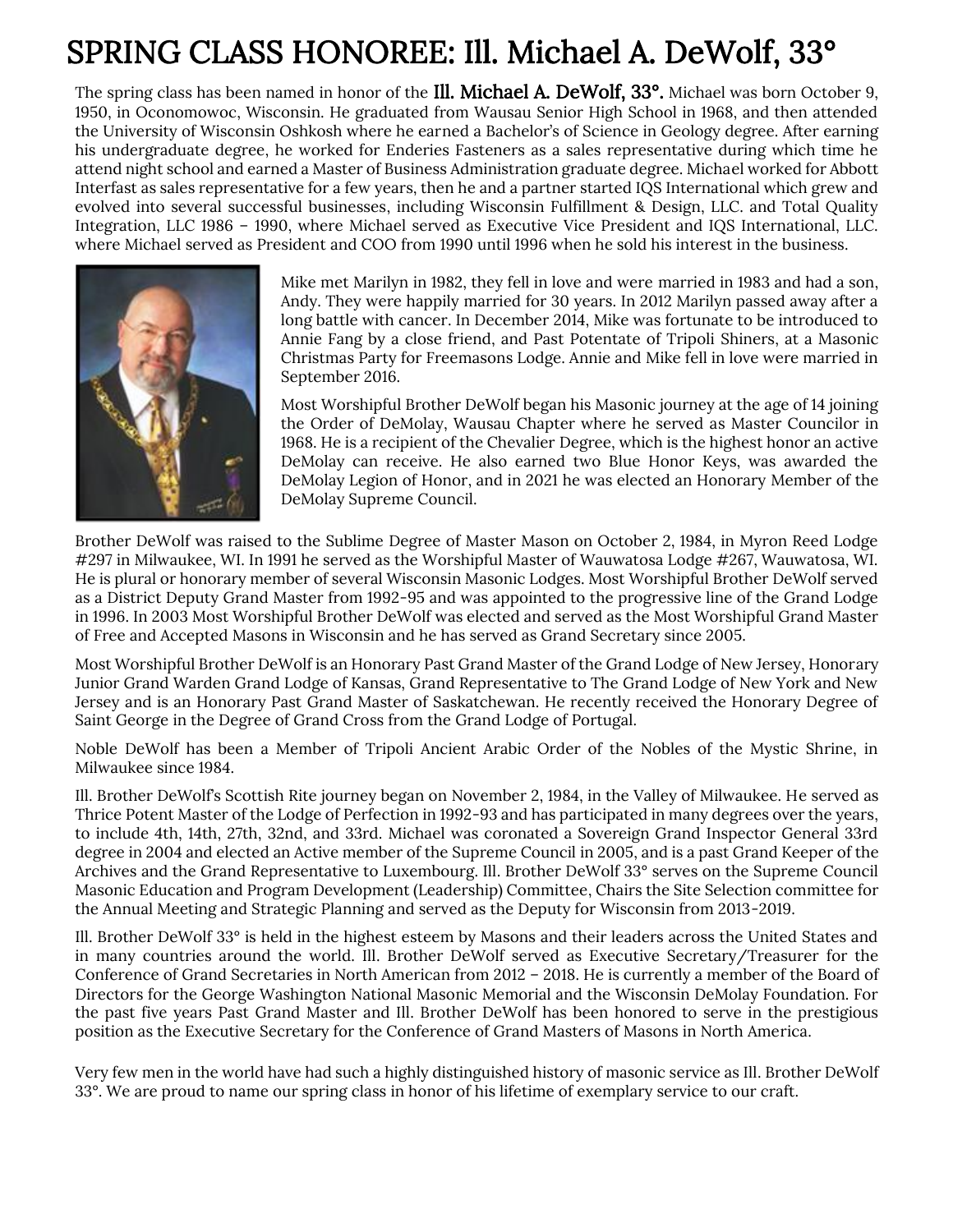# SPRING CLASS HONOREE: Ill. Michael A. DeWolf, 33°

The spring class has been named in honor of the **Ill. Michael A. DeWolf, 33°.** Michael was born October 9, 1950, in Oconomowoc, Wisconsin. He graduated from Wausau Senior High School in 1968, and then attended the University of Wisconsin Oshkosh where he earned a Bachelor's of Science in Geology degree. After earning his undergraduate degree, he worked for Enderies Fasteners as a sales representative during which time he attend night school and earned a Master of Business Administration graduate degree. Michael worked for Abbott Interfast as sales representative for a few years, then he and a partner started IQS International which grew and evolved into several successful businesses, including Wisconsin Fulfillment & Design, LLC. and Total Quality Integration, LLC 1986 – 1990, where Michael served as Executive Vice President and IQS International, LLC. where Michael served as President and COO from 1990 until 1996 when he sold his interest in the business.

Mike met Marilyn in 1982, they fell in love and were married in 1983 and had a son, Andy. They were happily married for 30 years. In 2012 Marilyn passed away after a long battle with cancer. In December 2014, Mike was fortunate to be introduced to Annie Fang by a close friend, and Past Potentate of Tripoli Shiners, at a Masonic Christmas Party for Freemasons Lodge. Annie and Mike fell in love were married in September 2016.

Most Worshipful Brother DeWolf began his Masonic journey at the age of 14 joining the Order of DeMolay, Wausau Chapter where he served as Master Councilor in 1968. He is a recipient of the Chevalier Degree, which is the highest honor an active DeMolay can receive. He also earned two Blue Honor Keys, was awarded the DeMolay Legion of Honor, and in 2021 he was elected an Honorary Member of the DeMolay Supreme Council.

Brother DeWolf was raised to the Sublime Degree of Master Mason on October 2, 1984, in Myron Reed Lodge #297 in Milwaukee, WI. In 1991 he served as the Worshipful Master of Wauwatosa Lodge #267, Wauwatosa, WI. He is plural or honorary member of several Wisconsin Masonic Lodges. Most Worshipful Brother DeWolf served as a District Deputy Grand Master from 1992-95 and was appointed to the progressive line of the Grand Lodge in 1996. In 2003 Most Worshipful Brother DeWolf was elected and served as the Most Worshipful Grand Master of Free and Accepted Masons in Wisconsin and he has served as Grand Secretary since 2005.

Most Worshipful Brother DeWolf is an Honorary Past Grand Master of the Grand Lodge of New Jersey, Honorary Junior Grand Warden Grand Lodge of Kansas, Grand Representative to The Grand Lodge of New York and New Jersey and is an Honorary Past Grand Master of Saskatchewan. He recently received the Honorary Degree of Saint George in the Degree of Grand Cross from the Grand Lodge of Portugal.

Noble DeWolf has been a Member of Tripoli Ancient Arabic Order of the Nobles of the Mystic Shrine, in Milwaukee since 1984.

Ill. Brother DeWolf's Scottish Rite journey began on November 2, 1984, in the Valley of Milwaukee. He served as Thrice Potent Master of the Lodge of Perfection in 1992-93 and has participated in many degrees over the years, to include 4th, 14th, 27th, 32nd, and 33rd. Michael was coronated a Sovereign Grand Inspector General 33rd degree in 2004 and elected an Active member of the Supreme Council in 2005, and is a past Grand Keeper of the Archives and the Grand Representative to Luxembourg. Ill. Brother DeWolf 33° serves on the Supreme Council Masonic Education and Program Development (Leadership) Committee, Chairs the Site Selection committee for the Annual Meeting and Strategic Planning and served as the Deputy for Wisconsin from 2013-2019.

Ill. Brother DeWolf 33° is held in the highest esteem by Masons and their leaders across the United States and in many countries around the world. Ill. Brother DeWolf served as Executive Secretary/Treasurer for the Conference of Grand Secretaries in North American from 2012 – 2018. He is currently a member of the Board of Directors for the George Washington National Masonic Memorial and the Wisconsin DeMolay Foundation. For the past five years Past Grand Master and Ill. Brother DeWolf has been honored to serve in the prestigious position as the Executive Secretary for the Conference of Grand Masters of Masons in North America.

Very few men in the world have had such a highly distinguished history of masonic service as Ill. Brother DeWolf 33°. We are proud to name our spring class in honor of his lifetime of exemplary service to our craft.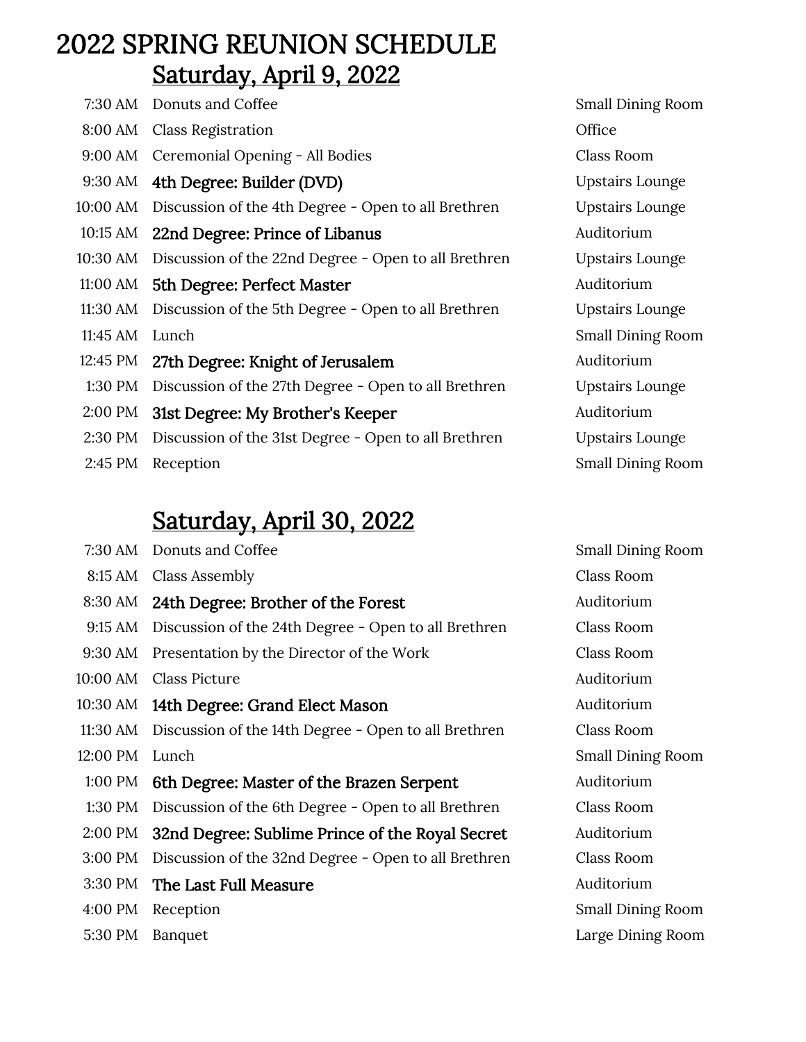# 2022 SPRING REUNION SCHEDULE

## Saturday, April 9, 2022

| Time | Event | Location |
| --- | --- | --- |
| 7:30 AM | Donuts and Coffee | Small Dining Room |
| 8:00 AM | Class Registration | Office |
| 9:00 AM | Ceremonial Opening - All Bodies | Class Room |
| 9:30 AM | **4th Degree: Builder (DVD)** | Upstairs Lounge |
| 10:00 AM | Discussion of the 4th Degree - Open to all Brethren | Upstairs Lounge |
| 10:15 AM | **22nd Degree: Prince of Libanus** | Auditorium |
| 10:30 AM | Discussion of the 22nd Degree - Open to all Brethren | Upstairs Lounge |
| 11:00 AM | **5th Degree: Perfect Master** | Auditorium |
| 11:30 AM | Discussion of the 5th Degree - Open to all Brethren | Upstairs Lounge |
| 11:45 AM | Lunch | Small Dining Room |
| 12:45 PM | **27th Degree: Knight of Jerusalem** | Auditorium |
| 1:30 PM | Discussion of the 27th Degree - Open to all Brethren | Upstairs Lounge |
| 2:00 PM | **31st Degree: My Brother's Keeper** | Auditorium |
| 2:30 PM | Discussion of the 31st Degree - Open to all Brethren | Upstairs Lounge |
| 2:45 PM | Reception | Small Dining Room |

## Saturday, April 30, 2022

| Time | Event | Location |
| --- | --- | --- |
| 7:30 AM | Donuts and Coffee | Small Dining Room |
| 8:15 AM | Class Assembly | Class Room |
| 8:30 AM | **24th Degree: Brother of the Forest** | Auditorium |
| 9:15 AM | Discussion of the 24th Degree - Open to all Brethren | Class Room |
| 9:30 AM | Presentation by the Director of the Work | Class Room |
| 10:00 AM | Class Picture | Auditorium |
| 10:30 AM | **14th Degree: Grand Elect Mason** | Auditorium |
| 11:30 AM | Discussion of the 14th Degree - Open to all Brethren | Class Room |
| 12:00 PM | Lunch | Small Dining Room |
| 1:00 PM | **6th Degree: Master of the Brazen Serpent** | Auditorium |
| 1:30 PM | Discussion of the 6th Degree - Open to all Brethren | Class Room |
| 2:00 PM | **32nd Degree: Sublime Prince of the Royal Secret** | Auditorium |
| 3:00 PM | Discussion of the 32nd Degree - Open to all Brethren | Class Room |
| 3:30 PM | **The Last Full Measure** | Auditorium |
| 4:00 PM | Reception | Small Dining Room |
| 5:30 PM | Banquet | Large Dining Room |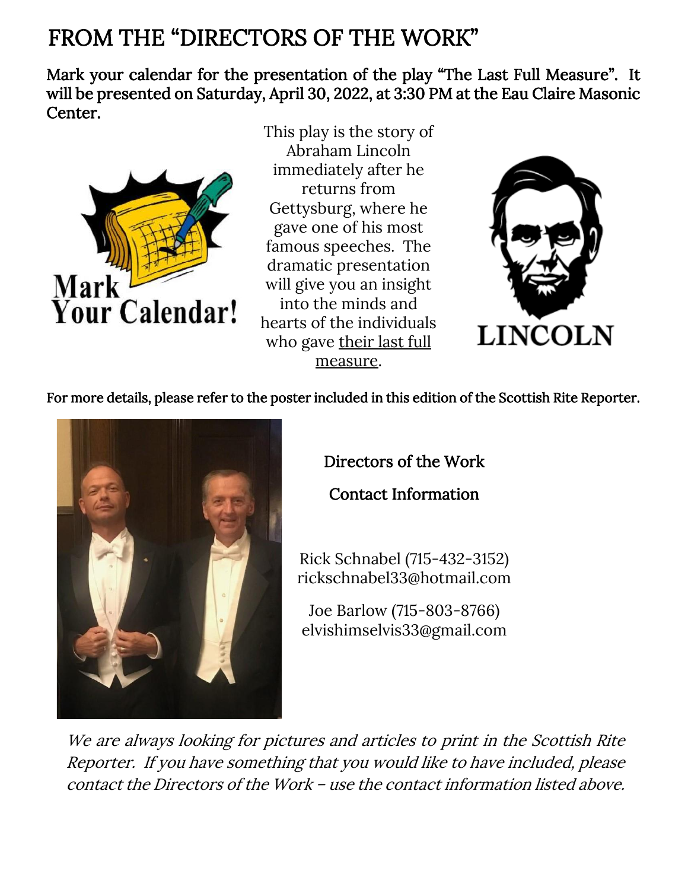# FROM THE "DIRECTORS OF THE WORK"

**Mark your calendar for the presentation of the play "The Last Full Measure". It will be presented on Saturday, April 30, 2022, at 3:30 PM at the Eau Claire Masonic Center.**

This play is the story of Abraham Lincoln immediately after he returns from Gettysburg, where he gave one of his most famous speeches. The dramatic presentation will give you an insight into the minds and hearts of the individuals who gave their last full measure.

**For more details, please refer to the poster included in this edition of the Scottish Rite Reporter.**

## Directors of the Work

## Contact Information

Rick Schnabel (715-432-3152)
rickschnabel33@hotmail.com

Joe Barlow (715-803-8766)
elvishimselvis33@gmail.com

*We are always looking for pictures and articles to print in the Scottish Rite Reporter. If you have something that you would like to have included, please contact the Directors of the Work – use the contact information listed above.*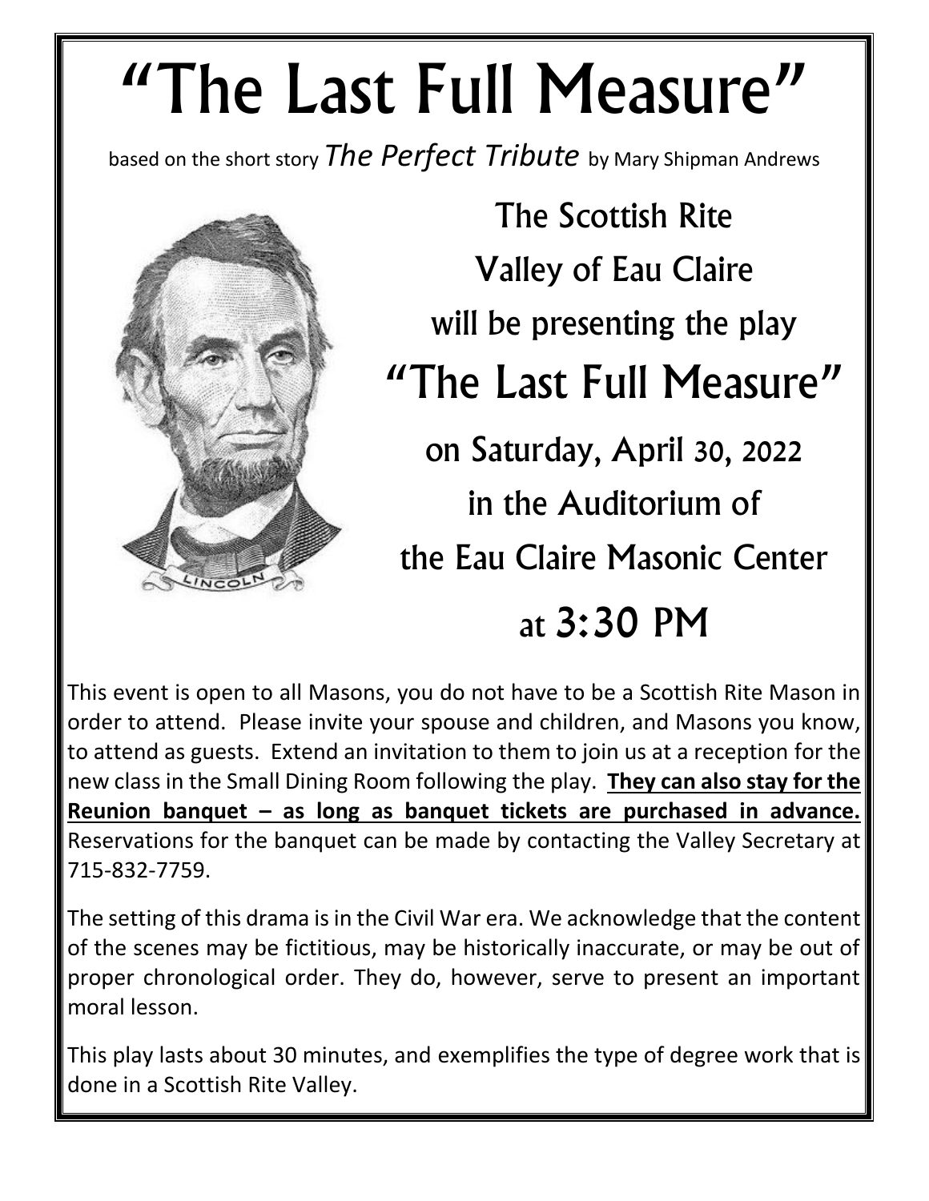# "The Last Full Measure"

based on the short story *The Perfect Tribute* by Mary Shipman Andrews

The Scottish Rite

Valley of Eau Claire

will be presenting the play

## "The Last Full Measure"

on Saturday, April 30, 2022

in the Auditorium of

the Eau Claire Masonic Center

at 3:30 PM

This event is open to all Masons, you do not have to be a Scottish Rite Mason in order to attend. Please invite your spouse and children, and Masons you know, to attend as guests. Extend an invitation to them to join us at a reception for the new class in the Small Dining Room following the play. **They can also stay for the Reunion banquet – as long as banquet tickets are purchased in advance.** Reservations for the banquet can be made by contacting the Valley Secretary at 715-832-7759.

The setting of this drama is in the Civil War era. We acknowledge that the content of the scenes may be fictitious, may be historically inaccurate, or may be out of proper chronological order. They do, however, serve to present an important moral lesson.

This play lasts about 30 minutes, and exemplifies the type of degree work that is done in a Scottish Rite Valley.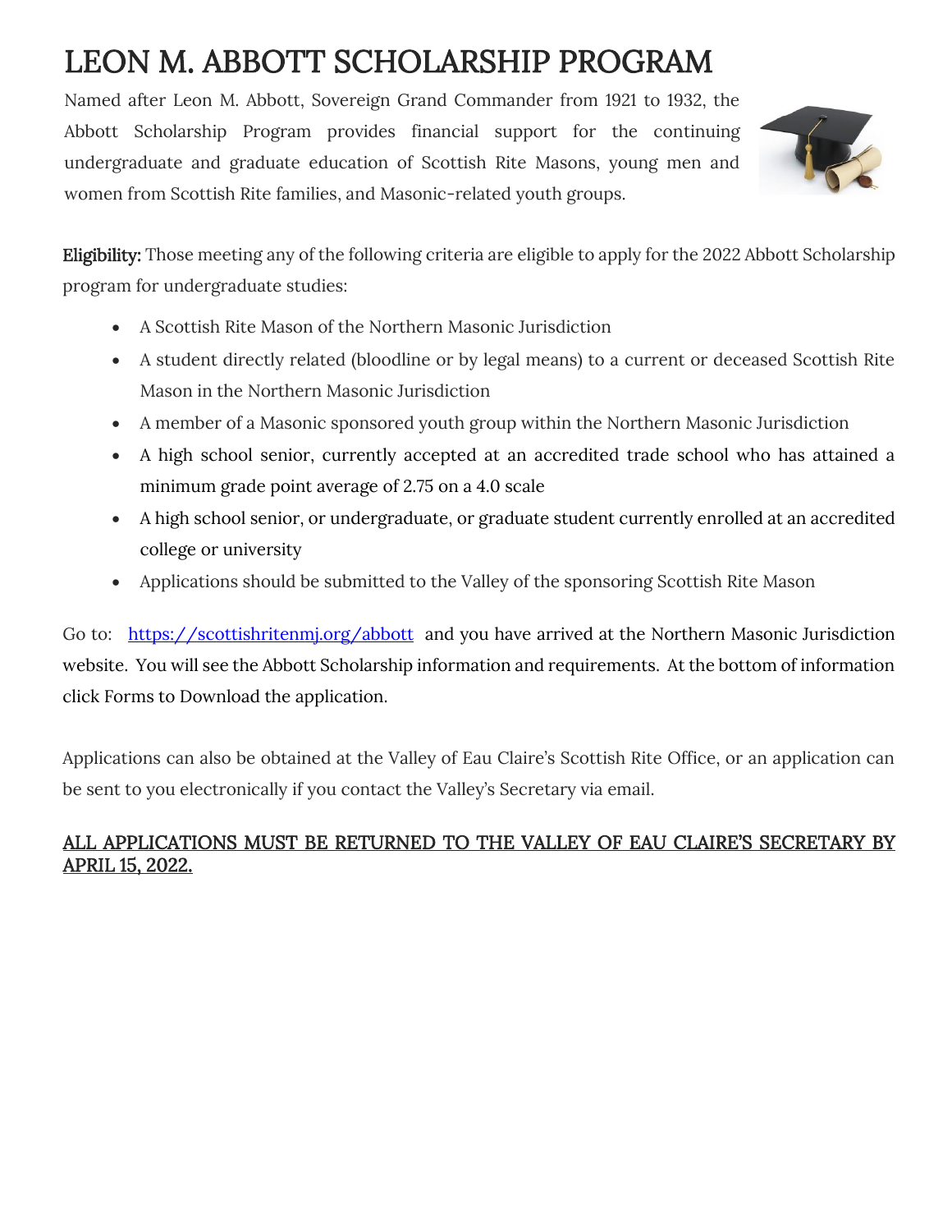# LEON M. ABBOTT SCHOLARSHIP PROGRAM

Named after Leon M. Abbott, Sovereign Grand Commander from 1921 to 1932, the Abbott Scholarship Program provides financial support for the continuing undergraduate and graduate education of Scottish Rite Masons, young men and women from Scottish Rite families, and Masonic-related youth groups.

**Eligibility:** Those meeting any of the following criteria are eligible to apply for the 2022 Abbott Scholarship program for undergraduate studies:

- A Scottish Rite Mason of the Northern Masonic Jurisdiction
- A student directly related (bloodline or by legal means) to a current or deceased Scottish Rite Mason in the Northern Masonic Jurisdiction
- A member of a Masonic sponsored youth group within the Northern Masonic Jurisdiction
- A high school senior, currently accepted at an accredited trade school who has attained a minimum grade point average of 2.75 on a 4.0 scale
- A high school senior, or undergraduate, or graduate student currently enrolled at an accredited college or university
- Applications should be submitted to the Valley of the sponsoring Scottish Rite Mason

Go to: https://scottishritenmj.org/abbott and you have arrived at the Northern Masonic Jurisdiction website. You will see the Abbott Scholarship information and requirements. At the bottom of information click Forms to Download the application.

Applications can also be obtained at the Valley of Eau Claire's Scottish Rite Office, or an application can be sent to you electronically if you contact the Valley's Secretary via email.

<u>ALL APPLICATIONS MUST BE RETURNED TO THE VALLEY OF EAU CLAIRE'S SECRETARY BY APRIL 15, 2022.</u>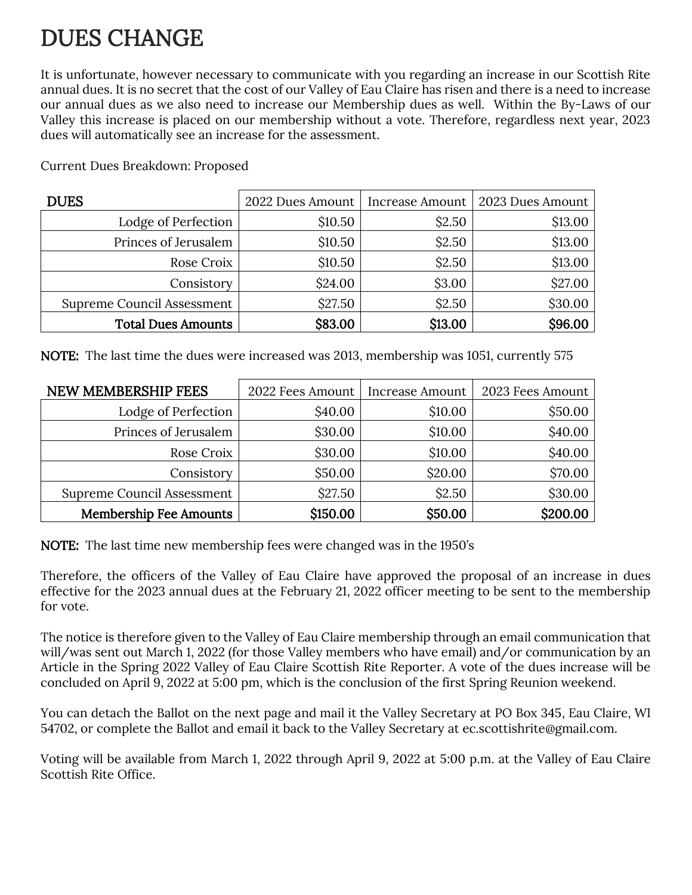# DUES CHANGE

It is unfortunate, however necessary to communicate with you regarding an increase in our Scottish Rite annual dues. It is no secret that the cost of our Valley of Eau Claire has risen and there is a need to increase our annual dues as we also need to increase our Membership dues as well. Within the By-Laws of our Valley this increase is placed on our membership without a vote. Therefore, regardless next year, 2023 dues will automatically see an increase for the assessment.

Current Dues Breakdown: Proposed

| DUES | 2022 Dues Amount | Increase Amount | 2023 Dues Amount |
|---|---|---|---|
| Lodge of Perfection | $10.50 | $2.50 | $13.00 |
| Princes of Jerusalem | $10.50 | $2.50 | $13.00 |
| Rose Croix | $10.50 | $2.50 | $13.00 |
| Consistory | $24.00 | $3.00 | $27.00 |
| Supreme Council Assessment | $27.50 | $2.50 | $30.00 |
| **Total Dues Amounts** | **$83.00** | **$13.00** | **$96.00** |

**NOTE:** The last time the dues were increased was 2013, membership was 1051, currently 575

| NEW MEMBERSHIP FEES | 2022 Fees Amount | Increase Amount | 2023 Fees Amount |
|---|---|---|---|
| Lodge of Perfection | $40.00 | $10.00 | $50.00 |
| Princes of Jerusalem | $30.00 | $10.00 | $40.00 |
| Rose Croix | $30.00 | $10.00 | $40.00 |
| Consistory | $50.00 | $20.00 | $70.00 |
| Supreme Council Assessment | $27.50 | $2.50 | $30.00 |
| **Membership Fee Amounts** | **$150.00** | **$50.00** | **$200.00** |

**NOTE:** The last time new membership fees were changed was in the 1950's

Therefore, the officers of the Valley of Eau Claire have approved the proposal of an increase in dues effective for the 2023 annual dues at the February 21, 2022 officer meeting to be sent to the membership for vote.

The notice is therefore given to the Valley of Eau Claire membership through an email communication that will/was sent out March 1, 2022 (for those Valley members who have email) and/or communication by an Article in the Spring 2022 Valley of Eau Claire Scottish Rite Reporter. A vote of the dues increase will be concluded on April 9, 2022 at 5:00 pm, which is the conclusion of the first Spring Reunion weekend.

You can detach the Ballot on the next page and mail it the Valley Secretary at PO Box 345, Eau Claire, WI 54702, or complete the Ballot and email it back to the Valley Secretary at ec.scottishrite@gmail.com.

Voting will be available from March 1, 2022 through April 9, 2022 at 5:00 p.m. at the Valley of Eau Claire Scottish Rite Office.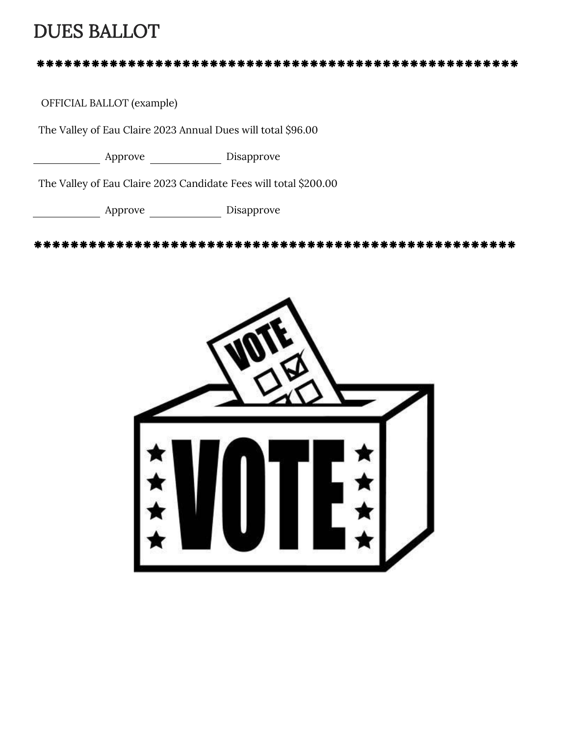# DUES BALLOT

*******************************************************

OFFICIAL BALLOT (example)

The Valley of Eau Claire 2023 Annual Dues will total $96.00

\_\_\_\_\_\_\_\_\_\_\_\_ Approve \_\_\_\_\_\_\_\_\_\_\_\_ Disapprove

The Valley of Eau Claire 2023 Candidate Fees will total $200.00

\_\_\_\_\_\_\_\_\_\_\_\_ Approve \_\_\_\_\_\_\_\_\_\_\_\_ Disapprove

*******************************************************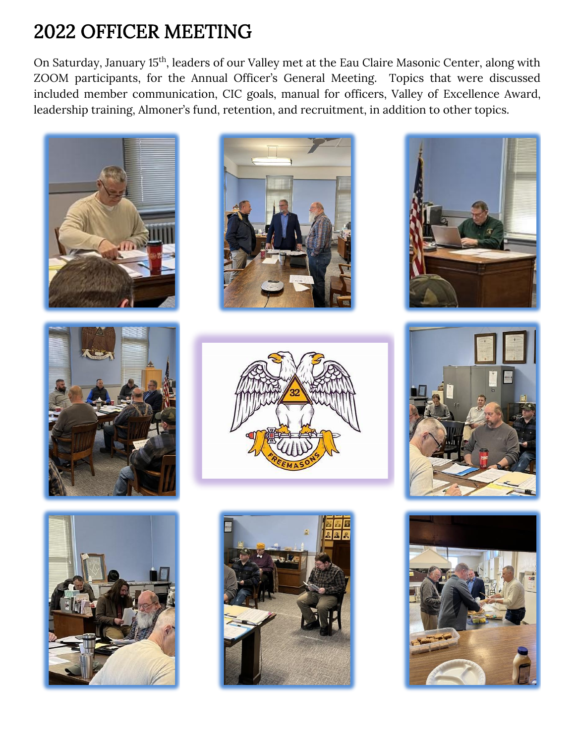# 2022 OFFICER MEETING

On Saturday, January 15th, leaders of our Valley met at the Eau Claire Masonic Center, along with ZOOM participants, for the Annual Officer's General Meeting. Topics that were discussed included member communication, CIC goals, manual for officers, Valley of Excellence Award, leadership training, Almoner's fund, retention, and recruitment, in addition to other topics.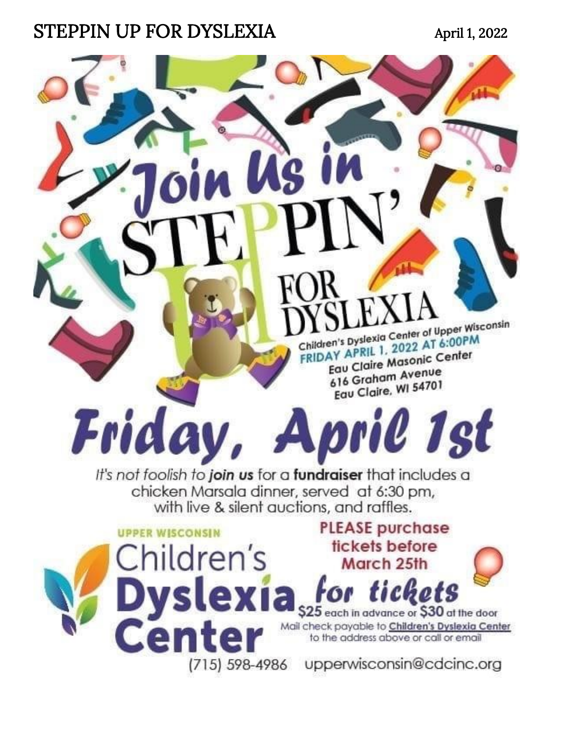# STEPPIN UP FOR DYSLEXIA

April 1, 2022

# Join Us in STEPPIN' UP FOR DYSLEXIA

Children's Dyslexia Center of Upper Wisconsin
FRIDAY APRIL 1, 2022 AT 6:00PM
Eau Claire Masonic Center
616 Graham Avenue
Eau Claire, WI 54701

## Friday, April 1st

*It's not foolish to* ***join us*** for a **fundraiser** that includes a chicken Marsala dinner, served at 6:30 pm, with live & silent auctions, and raffles.

UPPER WISCONSIN
**Children's Dyslexia Center**

**PLEASE purchase tickets before March 25th**

**for tickets**
**$25** each in advance or **$30** at the door
Mail check payable to **Children's Dyslexia Center** to the address above or call or email

(715) 598-4986 upperwisconsin@cdcinc.org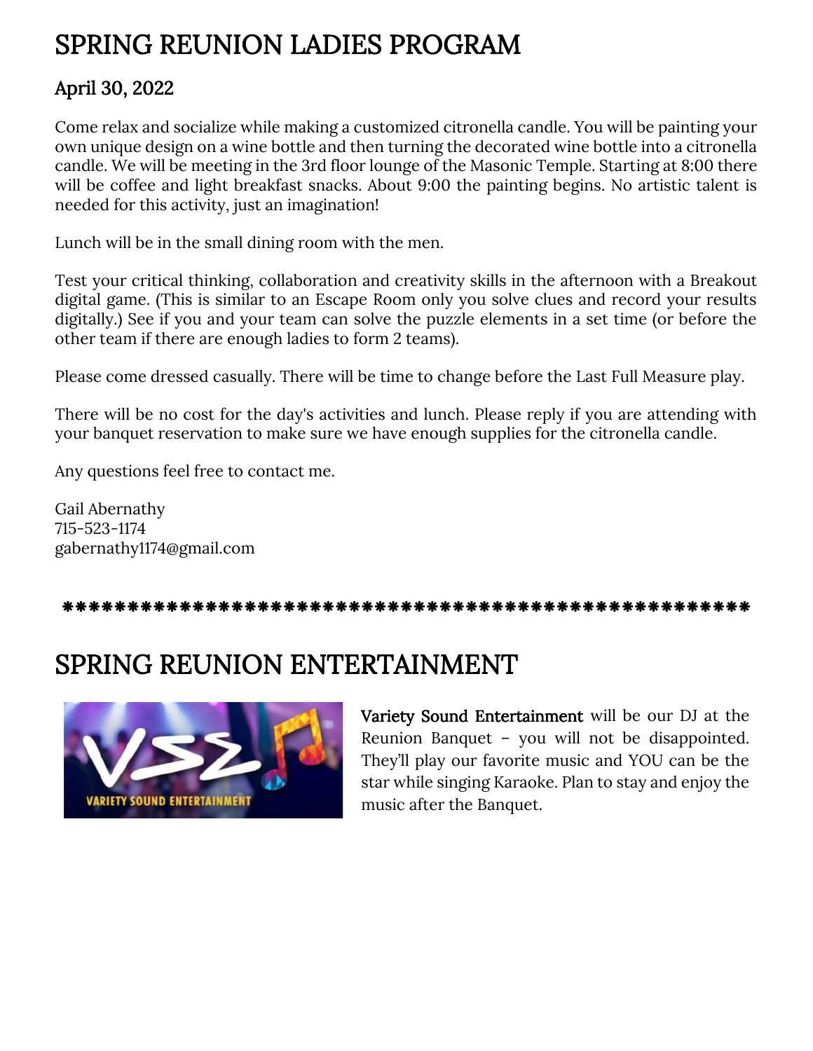# SPRING REUNION LADIES PROGRAM

## April 30, 2022

Come relax and socialize while making a customized citronella candle. You will be painting your own unique design on a wine bottle and then turning the decorated wine bottle into a citronella candle. We will be meeting in the 3rd floor lounge of the Masonic Temple. Starting at 8:00 there will be coffee and light breakfast snacks. About 9:00 the painting begins. No artistic talent is needed for this activity, just an imagination!

Lunch will be in the small dining room with the men.

Test your critical thinking, collaboration and creativity skills in the afternoon with a Breakout digital game. (This is similar to an Escape Room only you solve clues and record your results digitally.) See if you and your team can solve the puzzle elements in a set time (or before the other team if there are enough ladies to form 2 teams).

Please come dressed casually. There will be time to change before the Last Full Measure play.

There will be no cost for the day's activities and lunch. Please reply if you are attending with your banquet reservation to make sure we have enough supplies for the citronella candle.

Any questions feel free to contact me.

Gail Abernathy
715-523-1174
gabernathy1174@gmail.com

*******************************************************

# SPRING REUNION ENTERTAINMENT

**Variety Sound Entertainment** will be our DJ at the Reunion Banquet – you will not be disappointed. They'll play our favorite music and YOU can be the star while singing Karaoke. Plan to stay and enjoy the music after the Banquet.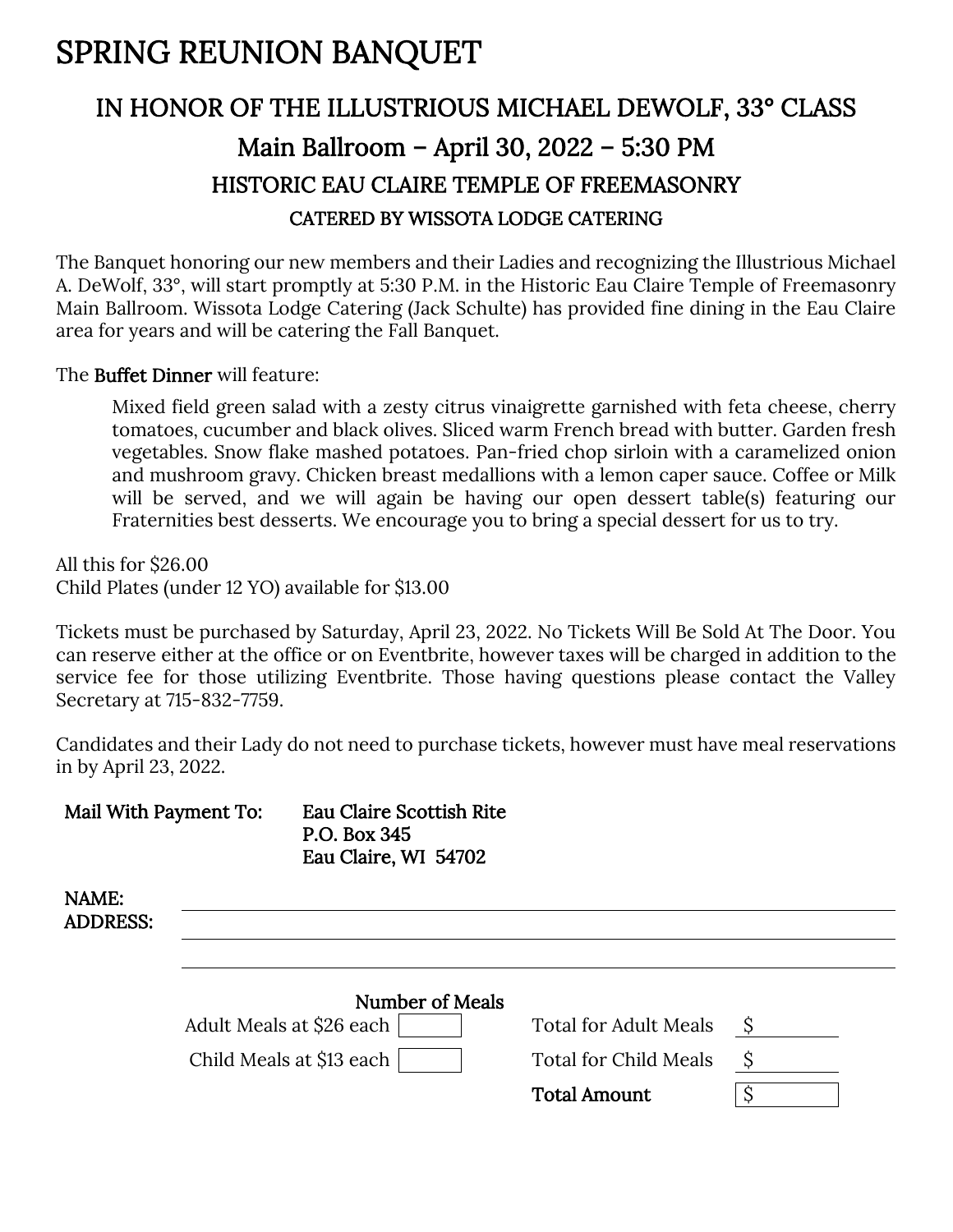# SPRING REUNION BANQUET

## IN HONOR OF THE ILLUSTRIOUS MICHAEL DEWOLF, 33° CLASS

## Main Ballroom – April 30, 2022 – 5:30 PM

### HISTORIC EAU CLAIRE TEMPLE OF FREEMASONRY

#### CATERED BY WISSOTA LODGE CATERING

The Banquet honoring our new members and their Ladies and recognizing the Illustrious Michael A. DeWolf, 33°, will start promptly at 5:30 P.M. in the Historic Eau Claire Temple of Freemasonry Main Ballroom. Wissota Lodge Catering (Jack Schulte) has provided fine dining in the Eau Claire area for years and will be catering the Fall Banquet.

The **Buffet Dinner** will feature:

> Mixed field green salad with a zesty citrus vinaigrette garnished with feta cheese, cherry tomatoes, cucumber and black olives. Sliced warm French bread with butter. Garden fresh vegetables. Snow flake mashed potatoes. Pan-fried chop sirloin with a caramelized onion and mushroom gravy. Chicken breast medallions with a lemon caper sauce. Coffee or Milk will be served, and we will again be having our open dessert table(s) featuring our Fraternities best desserts. We encourage you to bring a special dessert for us to try.

All this for $26.00
Child Plates (under 12 YO) available for $13.00

Tickets must be purchased by Saturday, April 23, 2022. No Tickets Will Be Sold At The Door. You can reserve either at the office or on Eventbrite, however taxes will be charged in addition to the service fee for those utilizing Eventbrite. Those having questions please contact the Valley Secretary at 715-832-7759.

Candidates and their Lady do not need to purchase tickets, however must have meal reservations in by April 23, 2022.

**Mail With Payment To:** **Eau Claire Scottish Rite**
**P.O. Box 345**
**Eau Claire, WI 54702**

**NAME:** ______________________________

**ADDRESS:** ______________________________

______________________________

| Number of Meals | | | |
|---|---|---|---|
| Adult Meals at $26 each | ☐ | Total for Adult Meals | $ ________ |
| Child Meals at $13 each | ☐ | Total for Child Meals | $ ________ |
| | | **Total Amount** | $ ________ |